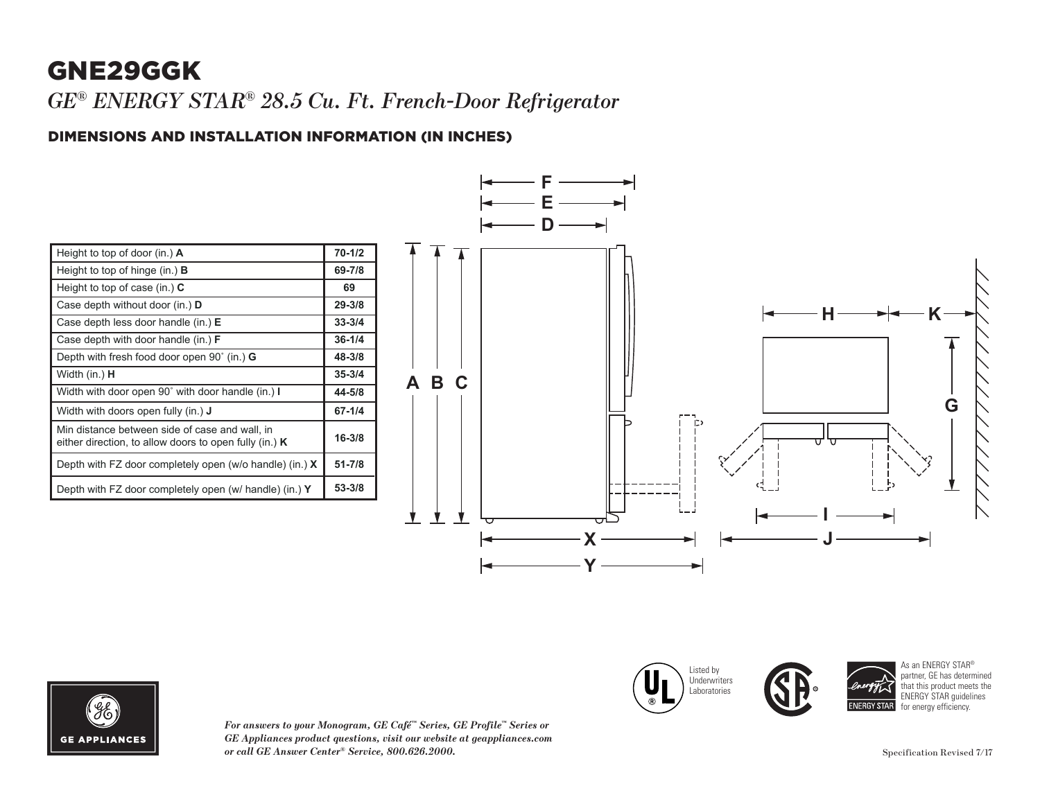# GNE29GGK

*GE® ENERGY STAR® 28.5 Cu. Ft. French-Door Refrigerator*

## DIMENSIONS AND INSTALLATION INFORMATION (IN INCHES)

| | |
|---|---|
| Height to top of door (in.) **A** | **70-1/2** |
| Height to top of hinge (in.) **B** | **69-7/8** |
| Height to top of case (in.) **C** | **69** |
| Case depth without door (in.) **D** | **29-3/8** |
| Case depth less door handle (in.) **E** | **33-3/4** |
| Case depth with door handle (in.) **F** | **36-1/4** |
| Depth with fresh food door open 90˚ (in.) **G** | **48-3/8** |
| Width (in.) **H** | **35-3/4** |
| Width with door open 90˚ with door handle (in.) **I** | **44-5/8** |
| Width with doors open fully (in.) **J** | **67-1/4** |
| Min distance between side of case and wall, in either direction, to allow doors to open fully (in.) **K** | **16-3/8** |
| Depth with FZ door completely open (w/o handle) (in.) **X** | **51-7/8** |
| Depth with FZ door completely open (w/ handle) (in.) **Y** | **53-3/8** |

Listed by Underwriters Laboratories

As an ENERGY STAR® partner, GE has determined that this product meets the ENERGY STAR guidelines for energy efficiency.

*For answers to your Monogram, GE Café™ Series, GE Profile™ Series or GE Appliances product questions, visit our website at geappliances.com or call GE Answer Center® Service, 800.626.2000.*

Specification Revised 7/17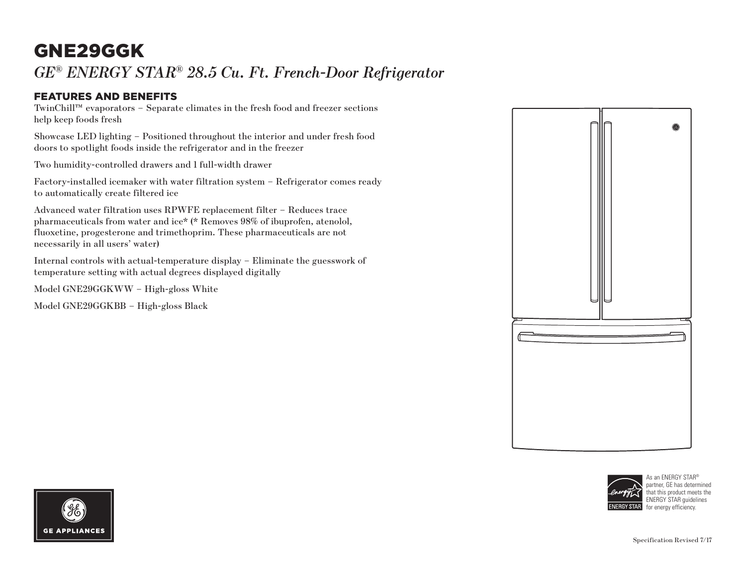# GNE29GGK

*GE® ENERGY STAR® 28.5 Cu. Ft. French-Door Refrigerator*

## FEATURES AND BENEFITS

TwinChill™ evaporators – Separate climates in the fresh food and freezer sections help keep foods fresh

Showcase LED lighting – Positioned throughout the interior and under fresh food doors to spotlight foods inside the refrigerator and in the freezer

Two humidity-controlled drawers and 1 full-width drawer

Factory-installed icemaker with water filtration system – Refrigerator comes ready to automatically create filtered ice

Advanced water filtration uses RPWFE replacement filter – Reduces trace pharmaceuticals from water and ice* (* Removes 98% of ibuprofen, atenolol, fluoxetine, progesterone and trimethoprim. These pharmaceuticals are not necessarily in all users' water)

Internal controls with actual-temperature display – Eliminate the guesswork of temperature setting with actual degrees displayed digitally

Model GNE29GGKWW – High-gloss White

Model GNE29GGKBB – High-gloss Black

As an ENERGY STAR® partner, GE has determined that this product meets the ENERGY STAR guidelines for energy efficiency.

GE APPLIANCES

Specification Revised 7/17